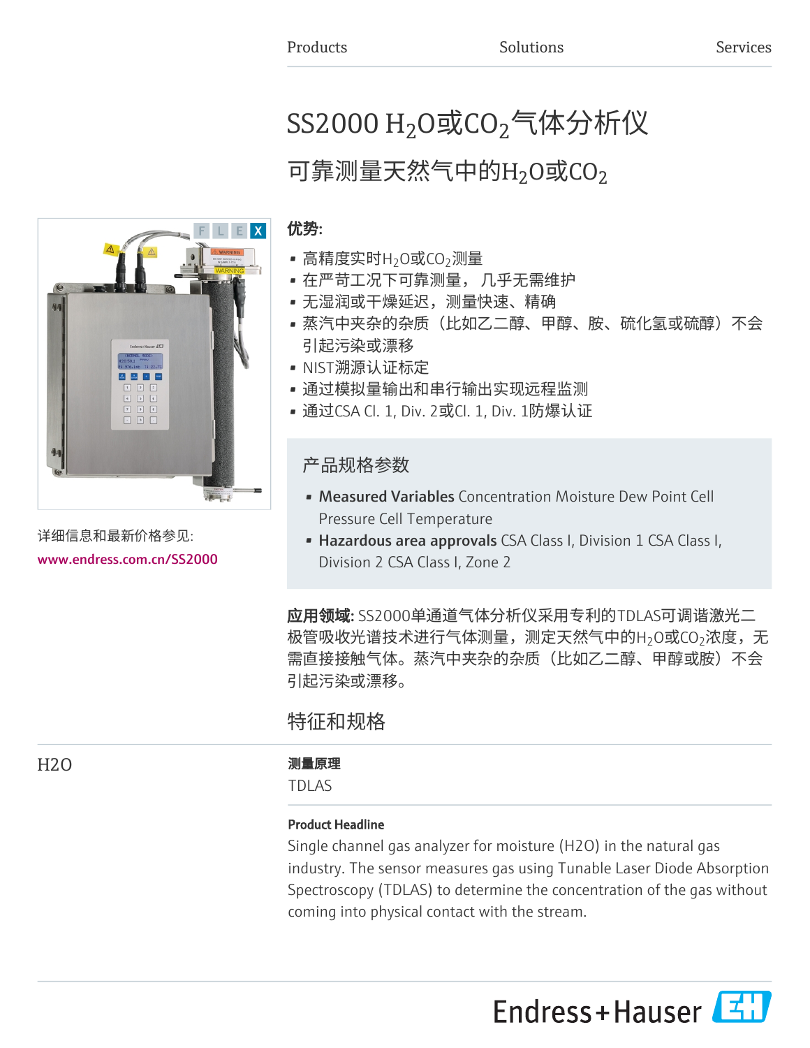# SS2000 $H_2O$或$CO_2$气体分析仪

## 可靠测量天然气中的$H_2O$或$CO_2$

详细信息和最新价格参见:

www.endress.com.cn/SS2000

**优势:**

- 高精度实时$H_2O$或$CO_2$测量
- 在严苛工况下可靠测量， 几乎无需维护
- 无湿润或干燥延迟，测量快速、精确
- 蒸汽中夹杂的杂质（比如乙二醇、甲醇、胺、硫化氢或硫醇）不会引起污染或漂移
- NIST溯源认证标定
- 通过模拟量输出和串行输出实现远程监测
- 通过CSA Cl. 1, Div. 2或Cl. 1, Div. 1防爆认证

### 产品规格参数

- **Measured Variables** Concentration Moisture Dew Point Cell Pressure Cell Temperature
- **Hazardous area approvals** CSA Class I, Division 1 CSA Class I, Division 2 CSA Class I, Zone 2

**应用领域:** SS2000单通道气体分析仪采用专利的TDLAS可调谐激光二极管吸收光谱技术进行气体测量，测定天然气中的$H_2O$或$CO_2$浓度，无需直接接触气体。蒸汽中夹杂的杂质（比如乙二醇、甲醇或胺）不会引起污染或漂移。

## 特征和规格

### H2O

**测量原理**

TDLAS

**Product Headline**

Single channel gas analyzer for moisture (H2O) in the natural gas industry. The sensor measures gas using Tunable Laser Diode Absorption Spectroscopy (TDLAS) to determine the concentration of the gas without coming into physical contact with the stream.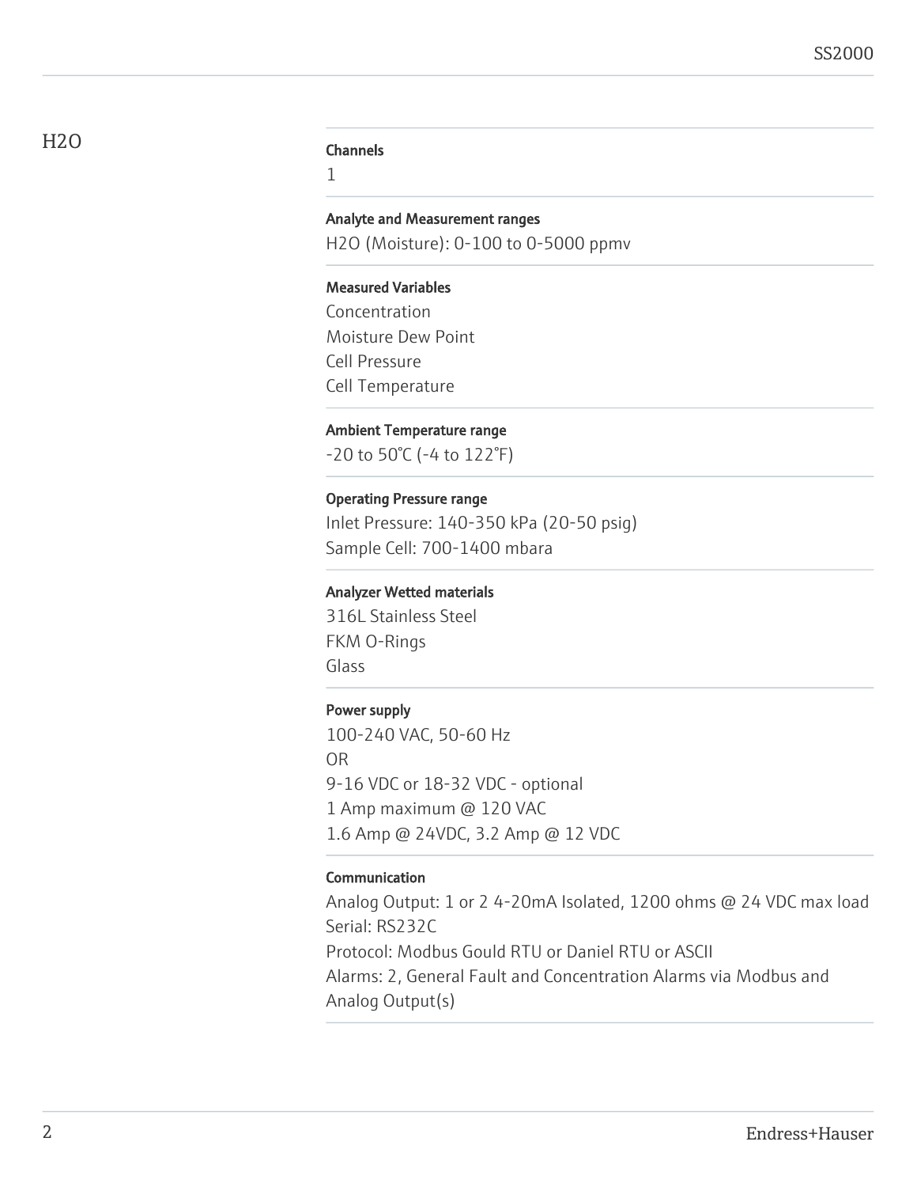## $H_2O$

**Channels**

1

**Analyte and Measurement ranges**

$H_2O$ (Moisture): 0-100 to 0-5000 ppmv

**Measured Variables**

Concentration
Moisture Dew Point
Cell Pressure
Cell Temperature

**Ambient Temperature range**

-20 to 50°C (-4 to 122°F)

**Operating Pressure range**

Inlet Pressure: 140-350 kPa (20-50 psig)
Sample Cell: 700-1400 mbara

**Analyzer Wetted materials**

316L Stainless Steel
FKM O-Rings
Glass

**Power supply**

100-240 VAC, 50-60 Hz
OR
9-16 VDC or 18-32 VDC - optional
1 Amp maximum @ 120 VAC
1.6 Amp @ 24VDC, 3.2 Amp @ 12 VDC

**Communication**

Analog Output: 1 or 2 4-20mA Isolated, 1200 ohms @ 24 VDC max load
Serial: RS232C
Protocol: Modbus Gould RTU or Daniel RTU or ASCII
Alarms: 2, General Fault and Concentration Alarms via Modbus and Analog Output(s)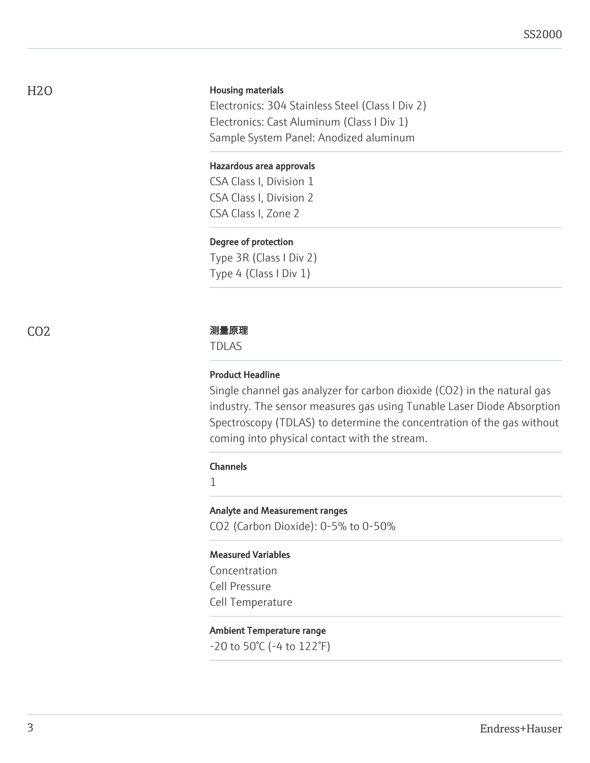## H2O

**Housing materials**

Electronics: 304 Stainless Steel (Class I Div 2)
Electronics: Cast Aluminum (Class I Div 1)
Sample System Panel: Anodized aluminum

**Hazardous area approvals**

CSA Class I, Division 1
CSA Class I, Division 2
CSA Class I, Zone 2

**Degree of protection**

Type 3R (Class I Div 2)
Type 4 (Class I Div 1)

## CO2

**测量原理**

TDLAS

**Product Headline**

Single channel gas analyzer for carbon dioxide (CO2) in the natural gas industry. The sensor measures gas using Tunable Laser Diode Absorption Spectroscopy (TDLAS) to determine the concentration of the gas without coming into physical contact with the stream.

**Channels**

1

**Analyte and Measurement ranges**

CO2 (Carbon Dioxide): 0-5% to 0-50%

**Measured Variables**

Concentration
Cell Pressure
Cell Temperature

**Ambient Temperature range**

-20 to 50°C (-4 to 122°F)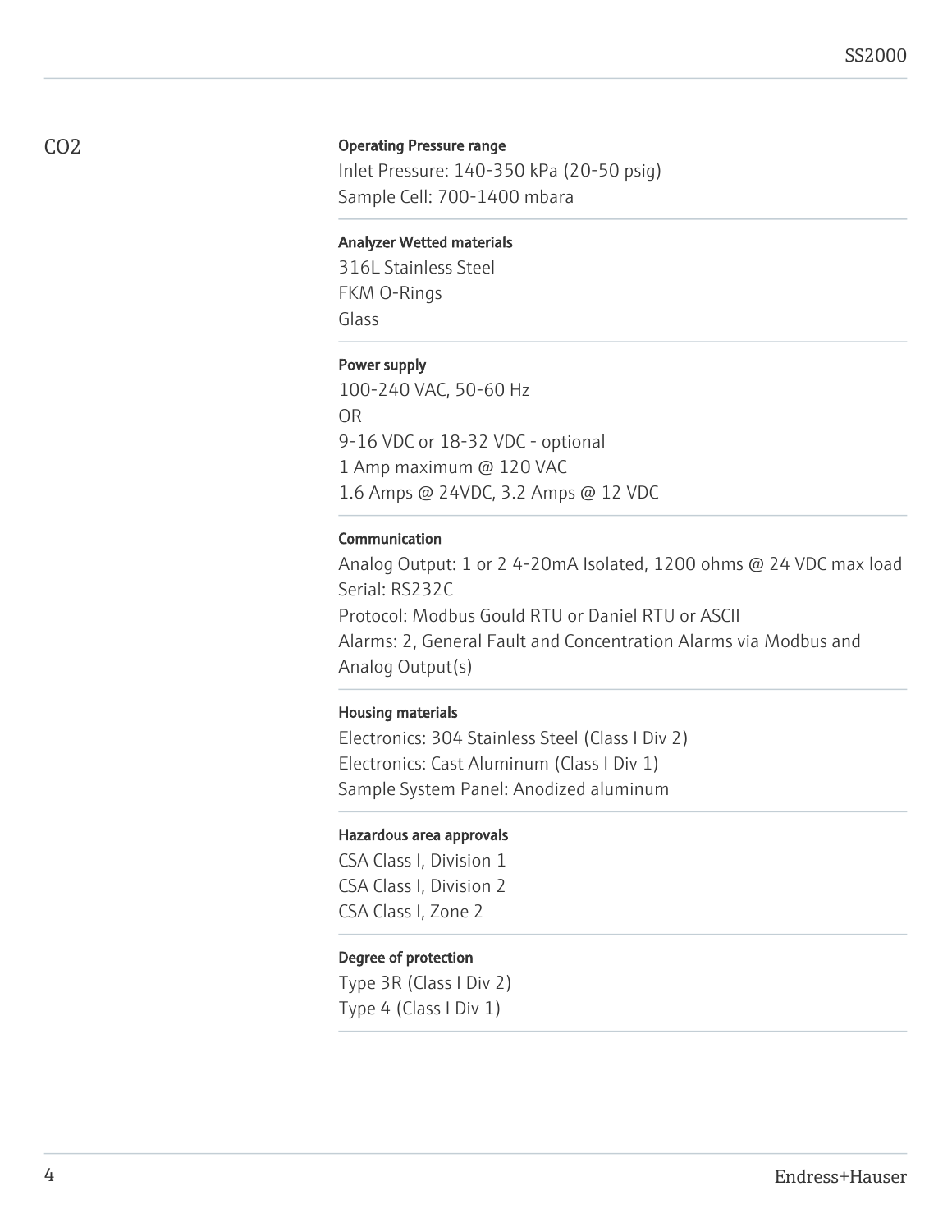## $CO_2$

### Operating Pressure range

Inlet Pressure: 140-350 kPa (20-50 psig)
Sample Cell: 700-1400 mbara

### Analyzer Wetted materials

316L Stainless Steel
FKM O-Rings
Glass

### Power supply

100-240 VAC, 50-60 Hz
OR
9-16 VDC or 18-32 VDC - optional
1 Amp maximum @ 120 VAC
1.6 Amps @ 24VDC, 3.2 Amps @ 12 VDC

### Communication

Analog Output: 1 or 2 4-20mA Isolated, 1200 ohms @ 24 VDC max load
Serial: RS232C
Protocol: Modbus Gould RTU or Daniel RTU or ASCII
Alarms: 2, General Fault and Concentration Alarms via Modbus and Analog Output(s)

### Housing materials

Electronics: 304 Stainless Steel (Class I Div 2)
Electronics: Cast Aluminum (Class I Div 1)
Sample System Panel: Anodized aluminum

### Hazardous area approvals

CSA Class I, Division 1
CSA Class I, Division 2
CSA Class I, Zone 2

### Degree of protection

Type 3R (Class I Div 2)
Type 4 (Class I Div 1)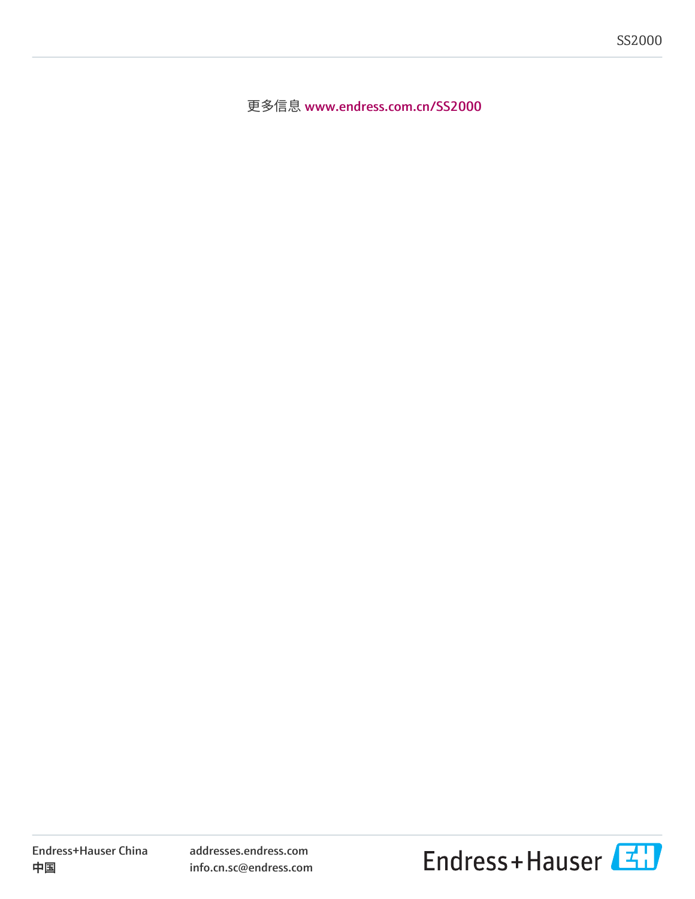更多信息 www.endress.com.cn/SS2000

Endress+Hauser China
中国

addresses.endress.com
info.cn.sc@endress.com

Endress+Hauser